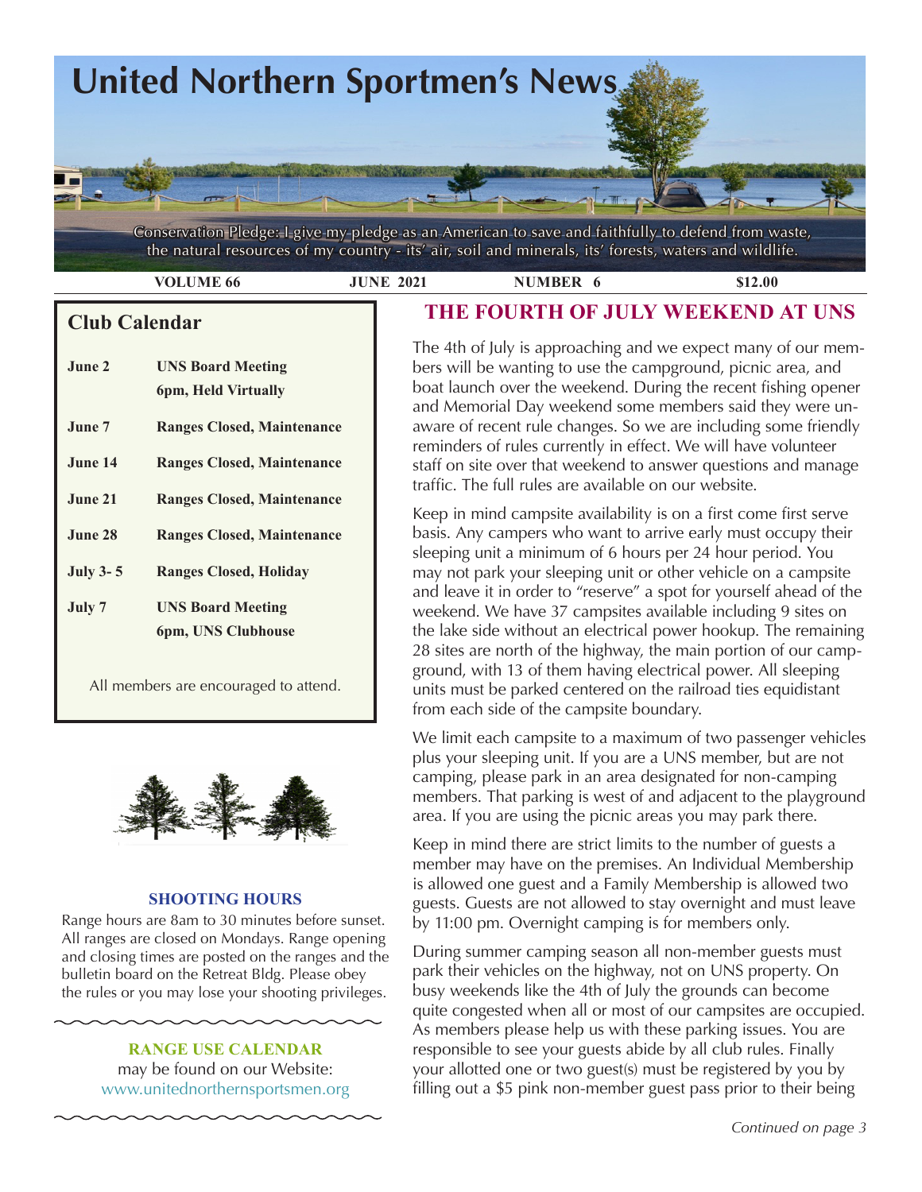# United Northern Sportmen's News

Conservation Pledge: I give my pledge as an American to save and faithfully to defend from waste, the natural resources of my country - its' air, soil and minerals, its' forests, waters and wildlife.

**VOLUME 66** | **JUNE 2021** | **NUMBER 6** | **$12.00**

## Club Calendar

| | |
|---|---|
| **June 2** | **UNS Board Meeting 6pm, Held Virtually** |
| **June 7** | **Ranges Closed, Maintenance** |
| **June 14** | **Ranges Closed, Maintenance** |
| **June 21** | **Ranges Closed, Maintenance** |
| **June 28** | **Ranges Closed, Maintenance** |
| **July 3- 5** | **Ranges Closed, Holiday** |
| **July 7** | **UNS Board Meeting 6pm, UNS Clubhouse** |

All members are encouraged to attend.

### SHOOTING HOURS

Range hours are 8am to 30 minutes before sunset. All ranges are closed on Mondays. Range opening and closing times are posted on the ranges and the bulletin board on the Retreat Bldg. Please obey the rules or you may lose your shooting privileges.

**RANGE USE CALENDAR**
may be found on our Website:
www.unitednorthernsportsmen.org

## THE FOURTH OF JULY WEEKEND AT UNS

The 4th of July is approaching and we expect many of our members will be wanting to use the campground, picnic area, and boat launch over the weekend. During the recent fishing opener and Memorial Day weekend some members said they were unaware of recent rule changes. So we are including some friendly reminders of rules currently in effect. We will have volunteer staff on site over that weekend to answer questions and manage traffic. The full rules are available on our website.

Keep in mind campsite availability is on a first come first serve basis. Any campers who want to arrive early must occupy their sleeping unit a minimum of 6 hours per 24 hour period. You may not park your sleeping unit or other vehicle on a campsite and leave it in order to "reserve" a spot for yourself ahead of the weekend. We have 37 campsites available including 9 sites on the lake side without an electrical power hookup. The remaining 28 sites are north of the highway, the main portion of our campground, with 13 of them having electrical power. All sleeping units must be parked centered on the railroad ties equidistant from each side of the campsite boundary.

We limit each campsite to a maximum of two passenger vehicles plus your sleeping unit. If you are a UNS member, but are not camping, please park in an area designated for non-camping members. That parking is west of and adjacent to the playground area. If you are using the picnic areas you may park there.

Keep in mind there are strict limits to the number of guests a member may have on the premises. An Individual Membership is allowed one guest and a Family Membership is allowed two guests. Guests are not allowed to stay overnight and must leave by 11:00 pm. Overnight camping is for members only.

During summer camping season all non-member guests must park their vehicles on the highway, not on UNS property. On busy weekends like the 4th of July the grounds can become quite congested when all or most of our campsites are occupied. As members please help us with these parking issues. You are responsible to see your guests abide by all club rules. Finally your allotted one or two guest(s) must be registered by you by filling out a $5 pink non-member guest pass prior to their being

*Continued on page 3*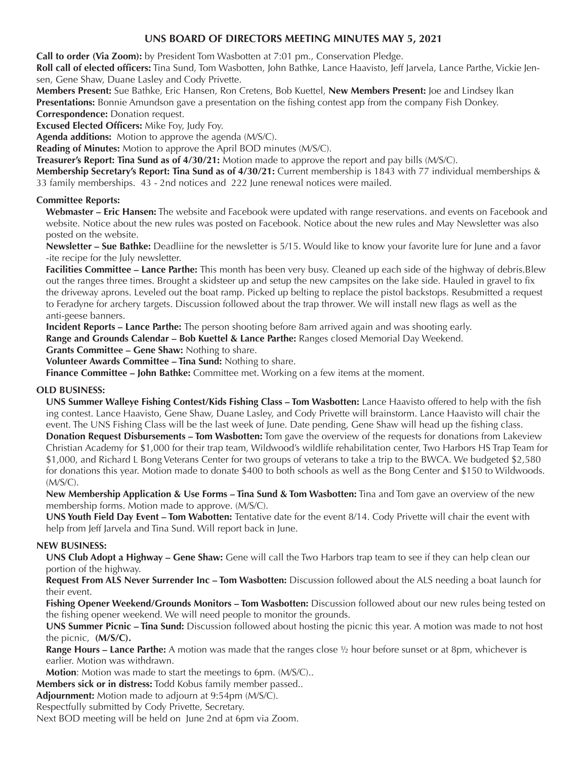# UNS BOARD OF DIRECTORS MEETING MINUTES MAY 5, 2021

**Call to order (Via Zoom):** by President Tom Wasbotten at 7:01 pm., Conservation Pledge.

**Roll call of elected officers:** Tina Sund, Tom Wasbotten, John Bathke, Lance Haavisto, Jeff Jarvela, Lance Parthe, Vickie Jensen, Gene Shaw, Duane Lasley and Cody Privette.

**Members Present:** Sue Bathke, Eric Hansen, Ron Cretens, Bob Kuettel, **New Members Present:** Joe and Lindsey Ikan

**Presentations:** Bonnie Amundson gave a presentation on the fishing contest app from the company Fish Donkey.

**Correspondence:** Donation request.

**Excused Elected Officers:** Mike Foy, Judy Foy.

**Agenda additions:** Motion to approve the agenda (M/S/C).

**Reading of Minutes:** Motion to approve the April BOD minutes (M/S/C).

**Treasurer's Report: Tina Sund as of 4/30/21:** Motion made to approve the report and pay bills (M/S/C).

**Membership Secretary's Report: Tina Sund as of 4/30/21:** Current membership is 1843 with 77 individual memberships & 33 family memberships. 43 - 2nd notices and 222 June renewal notices were mailed.

**Committee Reports:**

**Webmaster – Eric Hansen:** The website and Facebook were updated with range reservations. and events on Facebook and website. Notice about the new rules was posted on Facebook. Notice about the new rules and May Newsletter was also posted on the website.

**Newsletter – Sue Bathke:** Deadliine for the newsletter is 5/15. Would like to know your favorite lure for June and a favor -ite recipe for the July newsletter.

**Facilities Committee – Lance Parthe:** This month has been very busy. Cleaned up each side of the highway of debris.Blew out the ranges three times. Brought a skidsteer up and setup the new campsites on the lake side. Hauled in gravel to fix the driveway aprons. Leveled out the boat ramp. Picked up belting to replace the pistol backstops. Resubmitted a request to Feradyne for archery targets. Discussion followed about the trap thrower. We will install new flags as well as the anti-geese banners.

**Incident Reports – Lance Parthe:** The person shooting before 8am arrived again and was shooting early.

**Range and Grounds Calendar – Bob Kuettel & Lance Parthe:** Ranges closed Memorial Day Weekend.

**Grants Committee – Gene Shaw:** Nothing to share.

**Volunteer Awards Committee – Tina Sund:** Nothing to share.

**Finance Committee – John Bathke:** Committee met. Working on a few items at the moment.

**OLD BUSINESS:**

**UNS Summer Walleye Fishing Contest/Kids Fishing Class – Tom Wasbotten:** Lance Haavisto offered to help with the fish ing contest. Lance Haavisto, Gene Shaw, Duane Lasley, and Cody Privette will brainstorm. Lance Haavisto will chair the event. The UNS Fishing Class will be the last week of June. Date pending, Gene Shaw will head up the fishing class.

**Donation Request Disbursements – Tom Wasbotten:** Tom gave the overview of the requests for donations from Lakeview Christian Academy for $1,000 for their trap team, Wildwood's wildlife rehabilitation center, Two Harbors HS Trap Team for $1,000, and Richard L Bong Veterans Center for two groups of veterans to take a trip to the BWCA. We budgeted $2,580 for donations this year. Motion made to donate $400 to both schools as well as the Bong Center and $150 to Wildwoods. (M/S/C).

**New Membership Application & Use Forms – Tina Sund & Tom Wasbotten:** Tina and Tom gave an overview of the new membership forms. Motion made to approve. (M/S/C).

**UNS Youth Field Day Event – Tom Wabotten:** Tentative date for the event 8/14. Cody Privette will chair the event with help from Jeff Jarvela and Tina Sund. Will report back in June.

**NEW BUSINESS:**

**UNS Club Adopt a Highway – Gene Shaw:** Gene will call the Two Harbors trap team to see if they can help clean our portion of the highway.

**Request From ALS Never Surrender Inc – Tom Wasbotten:** Discussion followed about the ALS needing a boat launch for their event.

**Fishing Opener Weekend/Grounds Monitors – Tom Wasbotten:** Discussion followed about our new rules being tested on the fishing opener weekend. We will need people to monitor the grounds.

**UNS Summer Picnic – Tina Sund:** Discussion followed about hosting the picnic this year. A motion was made to not host the picnic, **(M/S/C).**

**Range Hours – Lance Parthe:** A motion was made that the ranges close ½ hour before sunset or at 8pm, whichever is earlier. Motion was withdrawn.

**Motion**: Motion was made to start the meetings to 6pm. (M/S/C)..

**Members sick or in distress:** Todd Kobus family member passed..

**Adjournment:** Motion made to adjourn at 9:54pm (M/S/C).

Respectfully submitted by Cody Privette, Secretary.

Next BOD meeting will be held on June 2nd at 6pm via Zoom.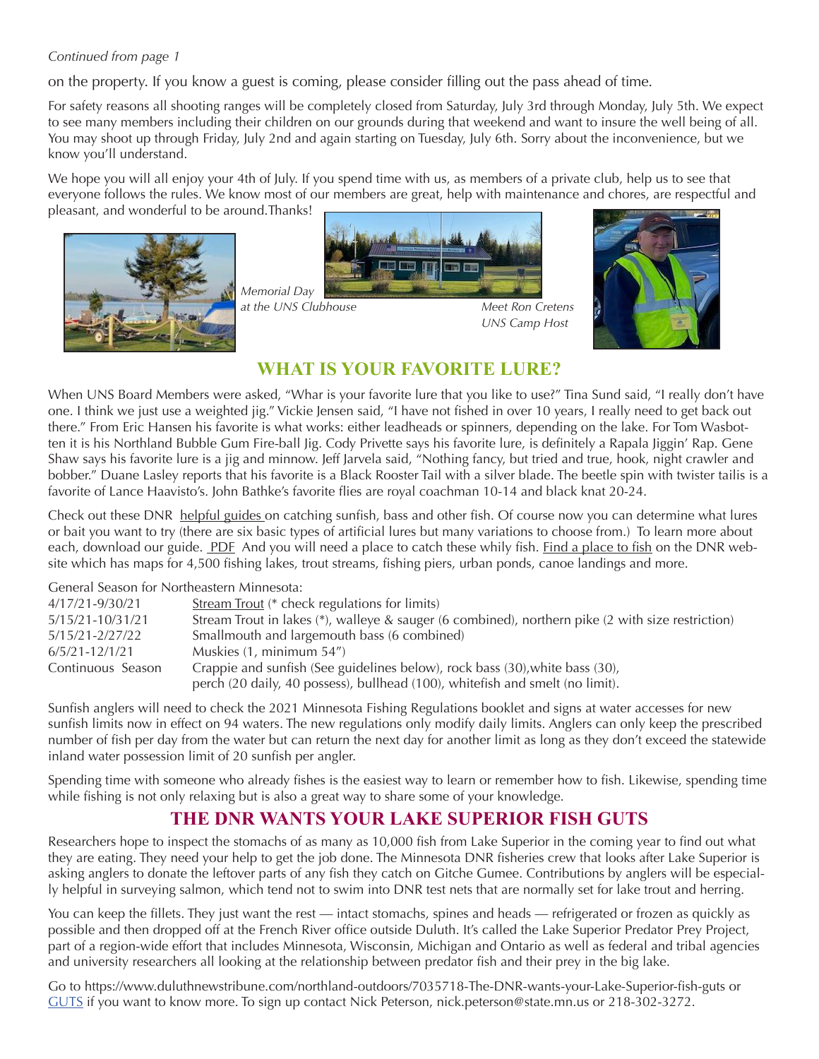*Continued from page 1*

on the property. If you know a guest is coming, please consider filling out the pass ahead of time.

For safety reasons all shooting ranges will be completely closed from Saturday, July 3rd through Monday, July 5th. We expect to see many members including their children on our grounds during that weekend and want to insure the well being of all. You may shoot up through Friday, July 2nd and again starting on Tuesday, July 6th. Sorry about the inconvenience, but we know you'll understand.

We hope you will all enjoy your 4th of July. If you spend time with us, as members of a private club, help us to see that everyone follows the rules. We know most of our members are great, help with maintenance and chores, are respectful and pleasant, and wonderful to be around.Thanks!

*Memorial Day at the UNS Clubhouse*

*Meet Ron Cretens UNS Camp Host*

## WHAT IS YOUR FAVORITE LURE?

When UNS Board Members were asked, "Whar is your favorite lure that you like to use?" Tina Sund said, "I really don't have one. I think we just use a weighted jig." Vickie Jensen said, "I have not fished in over 10 years, I really need to get back out there." From Eric Hansen his favorite is what works: either leadheads or spinners, depending on the lake. For Tom Wasbotten it is his Northland Bubble Gum Fire-ball Jig. Cody Privette says his favorite lure, is definitely a Rapala Jiggin' Rap. Gene Shaw says his favorite lure is a jig and minnow. Jeff Jarvela said, "Nothing fancy, but tried and true, hook, night crawler and bobber." Duane Lasley reports that his favorite is a Black Rooster Tail with a silver blade. The beetle spin with twister tailis is a favorite of Lance Haavisto's. John Bathke's favorite flies are royal coachman 10-14 and black knat 20-24.

Check out these DNR helpful guides on catching sunfish, bass and other fish. Of course now you can determine what lures or bait you want to try (there are six basic types of artificial lures but many variations to choose from.) To learn more about each, download our guide. PDF And you will need a place to catch these whily fish. Find a place to fish on the DNR website which has maps for 4,500 fishing lakes, trout streams, fishing piers, urban ponds, canoe landings and more.

General Season for Northeastern Minnesota:

| | |
|---|---|
| 4/17/21-9/30/21 | Stream Trout (* check regulations for limits) |
| 5/15/21-10/31/21 | Stream Trout in lakes (*), walleye & sauger (6 combined), northern pike (2 with size restriction) |
| 5/15/21-2/27/22 | Smallmouth and largemouth bass (6 combined) |
| 6/5/21-12/1/21 | Muskies (1, minimum 54") |
| Continuous Season | Crappie and sunfish (See guidelines below), rock bass (30),white bass (30), perch (20 daily, 40 possess), bullhead (100), whitefish and smelt (no limit). |

Sunfish anglers will need to check the 2021 Minnesota Fishing Regulations booklet and signs at water accesses for new sunfish limits now in effect on 94 waters. The new regulations only modify daily limits. Anglers can only keep the prescribed number of fish per day from the water but can return the next day for another limit as long as they don't exceed the statewide inland water possession limit of 20 sunfish per angler.

Spending time with someone who already fishes is the easiest way to learn or remember how to fish. Likewise, spending time while fishing is not only relaxing but is also a great way to share some of your knowledge.

## THE DNR WANTS YOUR LAKE SUPERIOR FISH GUTS

Researchers hope to inspect the stomachs of as many as 10,000 fish from Lake Superior in the coming year to find out what they are eating. They need your help to get the job done. The Minnesota DNR fisheries crew that looks after Lake Superior is asking anglers to donate the leftover parts of any fish they catch on Gitche Gumee. Contributions by anglers will be especially helpful in surveying salmon, which tend not to swim into DNR test nets that are normally set for lake trout and herring.

You can keep the fillets. They just want the rest — intact stomachs, spines and heads — refrigerated or frozen as quickly as possible and then dropped off at the French River office outside Duluth. It's called the Lake Superior Predator Prey Project, part of a region-wide effort that includes Minnesota, Wisconsin, Michigan and Ontario as well as federal and tribal agencies and university researchers all looking at the relationship between predator fish and their prey in the big lake.

Go to https://www.duluthnewstribune.com/northland-outdoors/7035718-The-DNR-wants-your-Lake-Superior-fish-guts or GUTS if you want to know more. To sign up contact Nick Peterson, nick.peterson@state.mn.us or 218-302-3272.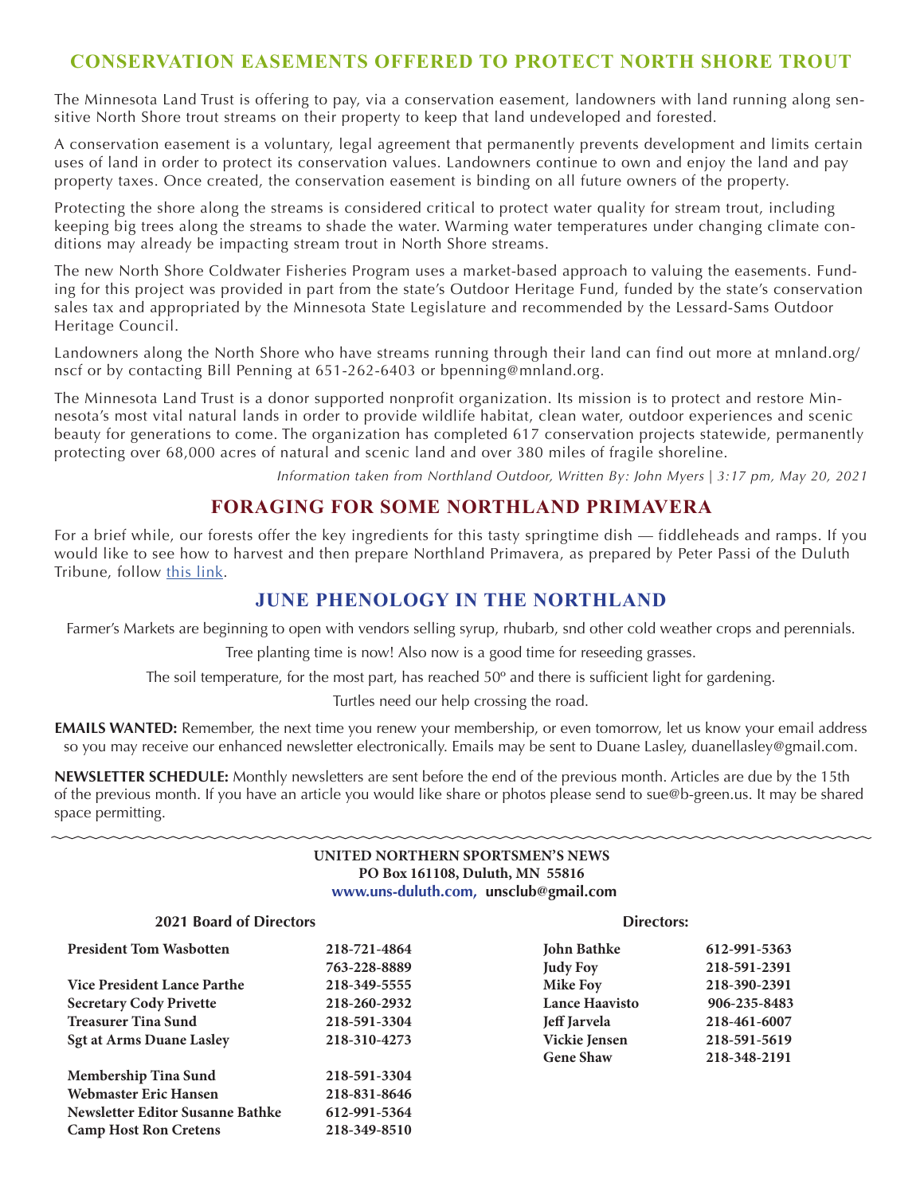## CONSERVATION EASEMENTS OFFERED TO PROTECT NORTH SHORE TROUT

The Minnesota Land Trust is offering to pay, via a conservation easement, landowners with land running along sensitive North Shore trout streams on their property to keep that land undeveloped and forested.

A conservation easement is a voluntary, legal agreement that permanently prevents development and limits certain uses of land in order to protect its conservation values. Landowners continue to own and enjoy the land and pay property taxes. Once created, the conservation easement is binding on all future owners of the property.

Protecting the shore along the streams is considered critical to protect water quality for stream trout, including keeping big trees along the streams to shade the water. Warming water temperatures under changing climate conditions may already be impacting stream trout in North Shore streams.

The new North Shore Coldwater Fisheries Program uses a market-based approach to valuing the easements. Funding for this project was provided in part from the state's Outdoor Heritage Fund, funded by the state's conservation sales tax and appropriated by the Minnesota State Legislature and recommended by the Lessard-Sams Outdoor Heritage Council.

Landowners along the North Shore who have streams running through their land can find out more at mnland.org/nscf or by contacting Bill Penning at 651-262-6403 or bpenning@mnland.org.

The Minnesota Land Trust is a donor supported nonprofit organization. Its mission is to protect and restore Minnesota's most vital natural lands in order to provide wildlife habitat, clean water, outdoor experiences and scenic beauty for generations to come. The organization has completed 617 conservation projects statewide, permanently protecting over 68,000 acres of natural and scenic land and over 380 miles of fragile shoreline.

*Information taken from Northland Outdoor, Written By: John Myers | 3:17 pm, May 20, 2021*

## FORAGING FOR SOME NORTHLAND PRIMAVERA

For a brief while, our forests offer the key ingredients for this tasty springtime dish — fiddleheads and ramps. If you would like to see how to harvest and then prepare Northland Primavera, as prepared by Peter Passi of the Duluth Tribune, follow this link.

## JUNE PHENOLOGY IN THE NORTHLAND

Farmer's Markets are beginning to open with vendors selling syrup, rhubarb, snd other cold weather crops and perennials.

Tree planting time is now! Also now is a good time for reseeding grasses.

The soil temperature, for the most part, has reached 50º and there is sufficient light for gardening.

Turtles need our help crossing the road.

**EMAILS WANTED:** Remember, the next time you renew your membership, or even tomorrow, let us know your email address so you may receive our enhanced newsletter electronically. Emails may be sent to Duane Lasley, duanellasley@gmail.com.

**NEWSLETTER SCHEDULE:** Monthly newsletters are sent before the end of the previous month. Articles are due by the 15th of the previous month. If you have an article you would like share or photos please send to sue@b-green.us. It may be shared space permitting.

**UNITED NORTHERN SPORTSMEN'S NEWS**
**PO Box 161108, Duluth, MN 55816**
**www.uns-duluth.com, unsclub@gmail.com**

**2021 Board of Directors**

| | |
|---|---|
| **President Tom Wasbotten** | **218-721-4864** |
| | **763-228-8889** |
| **Vice President Lance Parthe** | **218-349-5555** |
| **Secretary Cody Privette** | **218-260-2932** |
| **Treasurer Tina Sund** | **218-591-3304** |
| **Sgt at Arms Duane Lasley** | **218-310-4273** |
| **Membership Tina Sund** | **218-591-3304** |
| **Webmaster Eric Hansen** | **218-831-8646** |
| **Newsletter Editor Susanne Bathke** | **612-991-5364** |
| **Camp Host Ron Cretens** | **218-349-8510** |

**Directors:**

| | |
|---|---|
| **John Bathke** | **612-991-5363** |
| **Judy Foy** | **218-591-2391** |
| **Mike Foy** | **218-390-2391** |
| **Lance Haavisto** | **906-235-8483** |
| **Jeff Jarvela** | **218-461-6007** |
| **Vickie Jensen** | **218-591-5619** |
| **Gene Shaw** | **218-348-2191** |